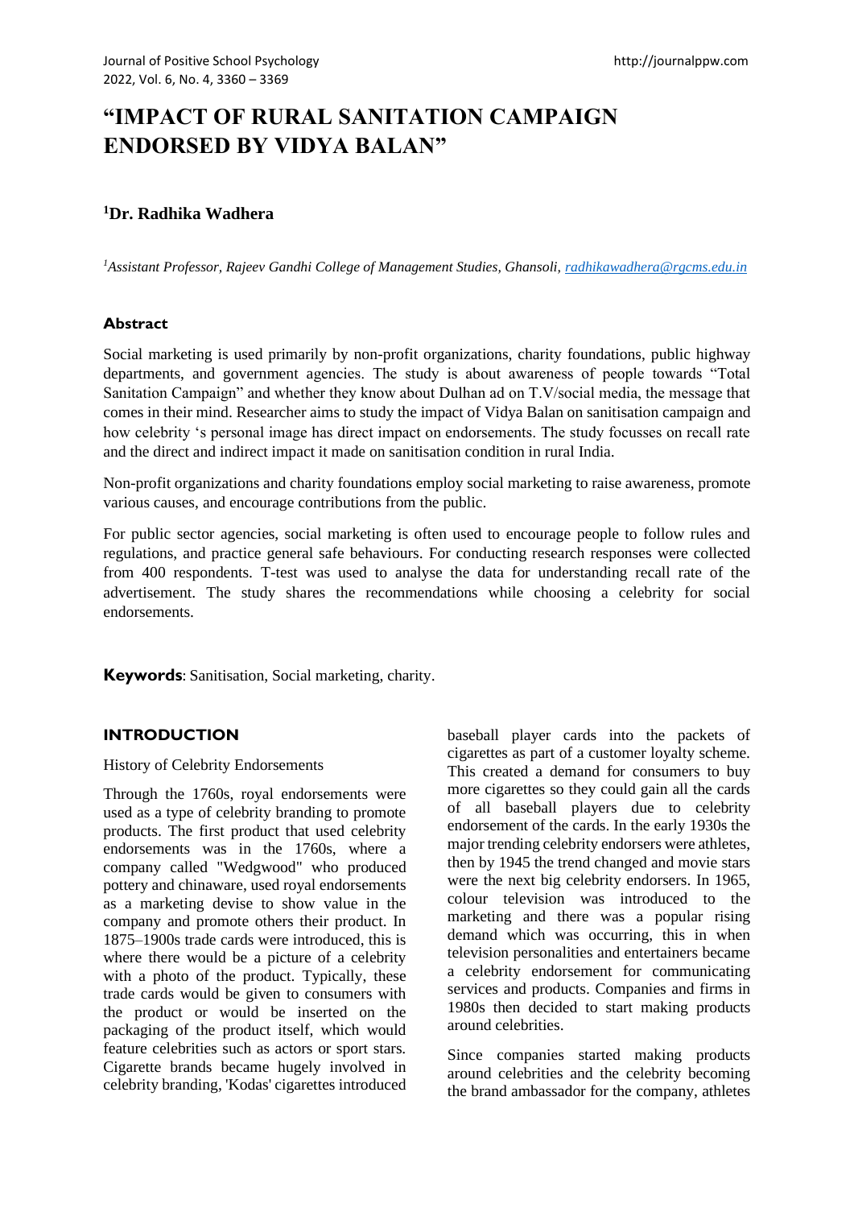# "IMPACT OF RURAL SANITATION CAMPAIGN ENDORSED BY VIDYA BALAN"

## [1]Dr. Radhika Wadhera

*[1]Assistant Professor, Rajeev Gandhi College of Management Studies, Ghansoli, radhikawadhera@rgcms.edu.in*

### Abstract

Social marketing is used primarily by non-profit organizations, charity foundations, public highway departments, and government agencies. The study is about awareness of people towards "Total Sanitation Campaign" and whether they know about Dulhan ad on T.V/social media, the message that comes in their mind. Researcher aims to study the impact of Vidya Balan on sanitisation campaign and how celebrity 's personal image has direct impact on endorsements. The study focusses on recall rate and the direct and indirect impact it made on sanitisation condition in rural India.

Non-profit organizations and charity foundations employ social marketing to raise awareness, promote various causes, and encourage contributions from the public.

For public sector agencies, social marketing is often used to encourage people to follow rules and regulations, and practice general safe behaviours. For conducting research responses were collected from 400 respondents. T-test was used to analyse the data for understanding recall rate of the advertisement. The study shares the recommendations while choosing a celebrity for social endorsements.

**Keywords**: Sanitisation, Social marketing, charity.

### INTRODUCTION

History of Celebrity Endorsements

Through the 1760s, royal endorsements were used as a type of celebrity branding to promote products. The first product that used celebrity endorsements was in the 1760s, where a company called "Wedgwood" who produced pottery and chinaware, used royal endorsements as a marketing devise to show value in the company and promote others their product. In 1875–1900s trade cards were introduced, this is where there would be a picture of a celebrity with a photo of the product. Typically, these trade cards would be given to consumers with the product or would be inserted on the packaging of the product itself, which would feature celebrities such as actors or sport stars. Cigarette brands became hugely involved in celebrity branding, 'Kodas' cigarettes introduced baseball player cards into the packets of cigarettes as part of a customer loyalty scheme. This created a demand for consumers to buy more cigarettes so they could gain all the cards of all baseball players due to celebrity endorsement of the cards. In the early 1930s the major trending celebrity endorsers were athletes, then by 1945 the trend changed and movie stars were the next big celebrity endorsers. In 1965, colour television was introduced to the marketing and there was a popular rising demand which was occurring, this in when television personalities and entertainers became a celebrity endorsement for communicating services and products. Companies and firms in 1980s then decided to start making products around celebrities.

Since companies started making products around celebrities and the celebrity becoming the brand ambassador for the company, athletes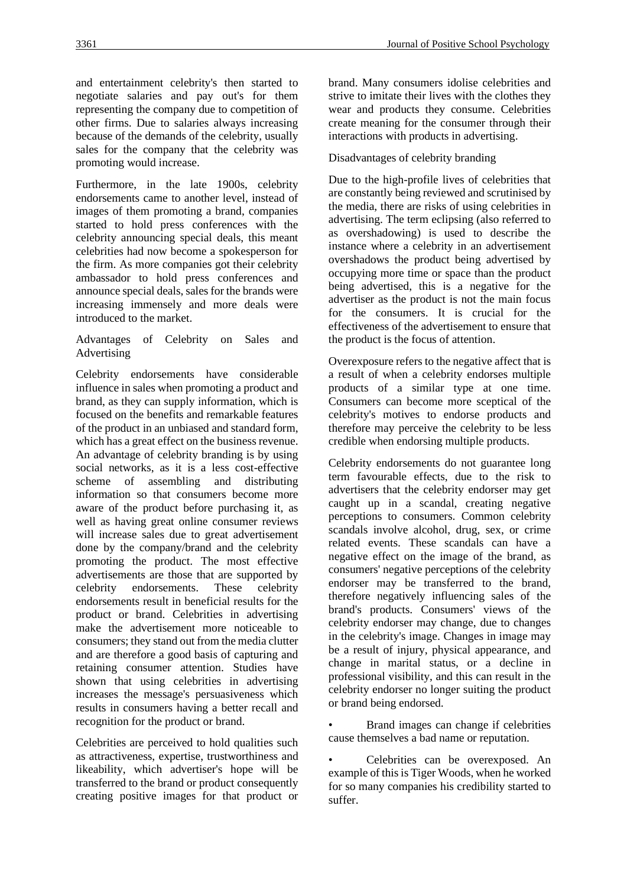and entertainment celebrity's then started to negotiate salaries and pay out's for them representing the company due to competition of other firms. Due to salaries always increasing because of the demands of the celebrity, usually sales for the company that the celebrity was promoting would increase.

Furthermore, in the late 1900s, celebrity endorsements came to another level, instead of images of them promoting a brand, companies started to hold press conferences with the celebrity announcing special deals, this meant celebrities had now become a spokesperson for the firm. As more companies got their celebrity ambassador to hold press conferences and announce special deals, sales for the brands were increasing immensely and more deals were introduced to the market.

## Advantages of Celebrity on Sales and Advertising

Celebrity endorsements have considerable influence in sales when promoting a product and brand, as they can supply information, which is focused on the benefits and remarkable features of the product in an unbiased and standard form, which has a great effect on the business revenue. An advantage of celebrity branding is by using social networks, as it is a less cost-effective scheme of assembling and distributing information so that consumers become more aware of the product before purchasing it, as well as having great online consumer reviews will increase sales due to great advertisement done by the company/brand and the celebrity promoting the product. The most effective advertisements are those that are supported by celebrity endorsements. These celebrity endorsements result in beneficial results for the product or brand. Celebrities in advertising make the advertisement more noticeable to consumers; they stand out from the media clutter and are therefore a good basis of capturing and retaining consumer attention. Studies have shown that using celebrities in advertising increases the message's persuasiveness which results in consumers having a better recall and recognition for the product or brand.

Celebrities are perceived to hold qualities such as attractiveness, expertise, trustworthiness and likeability, which advertiser's hope will be transferred to the brand or product consequently creating positive images for that product or brand. Many consumers idolise celebrities and strive to imitate their lives with the clothes they wear and products they consume. Celebrities create meaning for the consumer through their interactions with products in advertising.

## Disadvantages of celebrity branding

Due to the high-profile lives of celebrities that are constantly being reviewed and scrutinised by the media, there are risks of using celebrities in advertising. The term eclipsing (also referred to as overshadowing) is used to describe the instance where a celebrity in an advertisement overshadows the product being advertised by occupying more time or space than the product being advertised, this is a negative for the advertiser as the product is not the main focus for the consumers. It is crucial for the effectiveness of the advertisement to ensure that the product is the focus of attention.

Overexposure refers to the negative affect that is a result of when a celebrity endorses multiple products of a similar type at one time. Consumers can become more sceptical of the celebrity's motives to endorse products and therefore may perceive the celebrity to be less credible when endorsing multiple products.

Celebrity endorsements do not guarantee long term favourable effects, due to the risk to advertisers that the celebrity endorser may get caught up in a scandal, creating negative perceptions to consumers. Common celebrity scandals involve alcohol, drug, sex, or crime related events. These scandals can have a negative effect on the image of the brand, as consumers' negative perceptions of the celebrity endorser may be transferred to the brand, therefore negatively influencing sales of the brand's products. Consumers' views of the celebrity endorser may change, due to changes in the celebrity's image. Changes in image may be a result of injury, physical appearance, and change in marital status, or a decline in professional visibility, and this can result in the celebrity endorser no longer suiting the product or brand being endorsed.

- Brand images can change if celebrities cause themselves a bad name or reputation.
- Celebrities can be overexposed. An example of this is Tiger Woods, when he worked for so many companies his credibility started to suffer.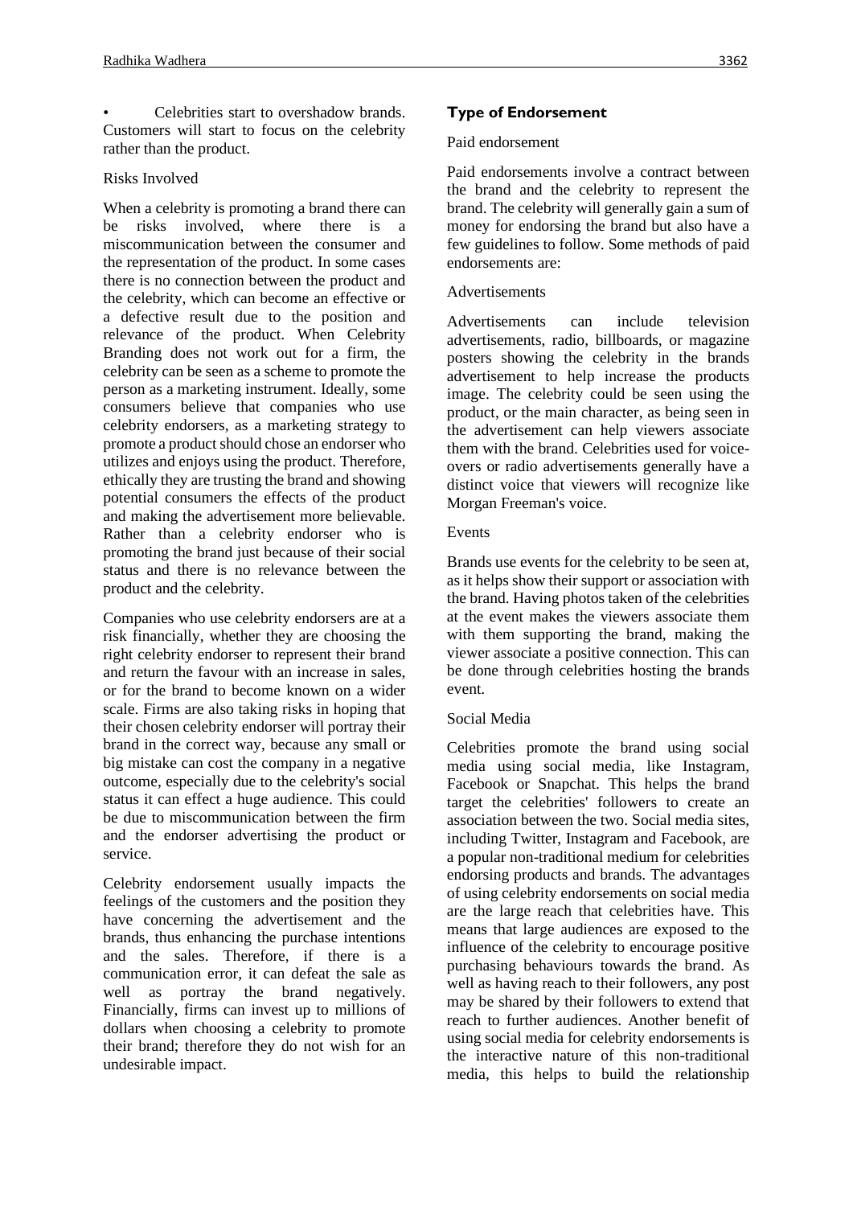- Celebrities start to overshadow brands. Customers will start to focus on the celebrity rather than the product.

Risks Involved

When a celebrity is promoting a brand there can be risks involved, where there is a miscommunication between the consumer and the representation of the product. In some cases there is no connection between the product and the celebrity, which can become an effective or a defective result due to the position and relevance of the product. When Celebrity Branding does not work out for a firm, the celebrity can be seen as a scheme to promote the person as a marketing instrument. Ideally, some consumers believe that companies who use celebrity endorsers, as a marketing strategy to promote a product should chose an endorser who utilizes and enjoys using the product. Therefore, ethically they are trusting the brand and showing potential consumers the effects of the product and making the advertisement more believable. Rather than a celebrity endorser who is promoting the brand just because of their social status and there is no relevance between the product and the celebrity.

Companies who use celebrity endorsers are at a risk financially, whether they are choosing the right celebrity endorser to represent their brand and return the favour with an increase in sales, or for the brand to become known on a wider scale. Firms are also taking risks in hoping that their chosen celebrity endorser will portray their brand in the correct way, because any small or big mistake can cost the company in a negative outcome, especially due to the celebrity's social status it can effect a huge audience. This could be due to miscommunication between the firm and the endorser advertising the product or service.

Celebrity endorsement usually impacts the feelings of the customers and the position they have concerning the advertisement and the brands, thus enhancing the purchase intentions and the sales. Therefore, if there is a communication error, it can defeat the sale as well as portray the brand negatively. Financially, firms can invest up to millions of dollars when choosing a celebrity to promote their brand; therefore they do not wish for an undesirable impact.

## Type of Endorsement

Paid endorsement

Paid endorsements involve a contract between the brand and the celebrity to represent the brand. The celebrity will generally gain a sum of money for endorsing the brand but also have a few guidelines to follow. Some methods of paid endorsements are:

Advertisements

Advertisements can include television advertisements, radio, billboards, or magazine posters showing the celebrity in the brands advertisement to help increase the products image. The celebrity could be seen using the product, or the main character, as being seen in the advertisement can help viewers associate them with the brand. Celebrities used for voice-overs or radio advertisements generally have a distinct voice that viewers will recognize like Morgan Freeman's voice.

Events

Brands use events for the celebrity to be seen at, as it helps show their support or association with the brand. Having photos taken of the celebrities at the event makes the viewers associate them with them supporting the brand, making the viewer associate a positive connection. This can be done through celebrities hosting the brands event.

Social Media

Celebrities promote the brand using social media using social media, like Instagram, Facebook or Snapchat. This helps the brand target the celebrities' followers to create an association between the two. Social media sites, including Twitter, Instagram and Facebook, are a popular non-traditional medium for celebrities endorsing products and brands. The advantages of using celebrity endorsements on social media are the large reach that celebrities have. This means that large audiences are exposed to the influence of the celebrity to encourage positive purchasing behaviours towards the brand. As well as having reach to their followers, any post may be shared by their followers to extend that reach to further audiences. Another benefit of using social media for celebrity endorsements is the interactive nature of this non-traditional media, this helps to build the relationship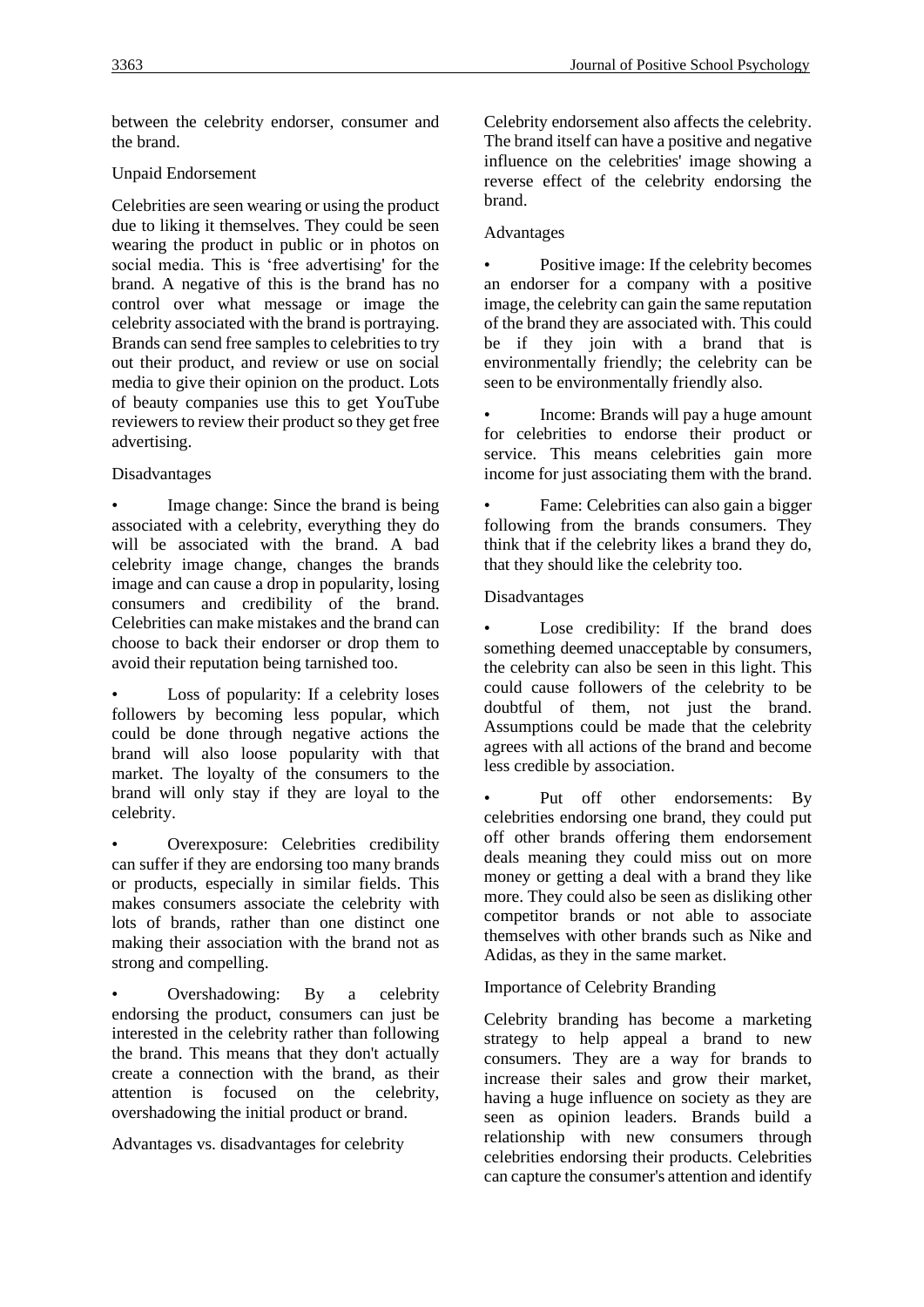between the celebrity endorser, consumer and the brand.

### Unpaid Endorsement

Celebrities are seen wearing or using the product due to liking it themselves. They could be seen wearing the product in public or in photos on social media. This is 'free advertising' for the brand. A negative of this is the brand has no control over what message or image the celebrity associated with the brand is portraying. Brands can send free samples to celebrities to try out their product, and review or use on social media to give their opinion on the product. Lots of beauty companies use this to get YouTube reviewers to review their product so they get free advertising.

### Disadvantages

- Image change: Since the brand is being associated with a celebrity, everything they do will be associated with the brand. A bad celebrity image change, changes the brands image and can cause a drop in popularity, losing consumers and credibility of the brand. Celebrities can make mistakes and the brand can choose to back their endorser or drop them to avoid their reputation being tarnished too.

- Loss of popularity: If a celebrity loses followers by becoming less popular, which could be done through negative actions the brand will also loose popularity with that market. The loyalty of the consumers to the brand will only stay if they are loyal to the celebrity.

- Overexposure: Celebrities credibility can suffer if they are endorsing too many brands or products, especially in similar fields. This makes consumers associate the celebrity with lots of brands, rather than one distinct one making their association with the brand not as strong and compelling.

- Overshadowing: By a celebrity endorsing the product, consumers can just be interested in the celebrity rather than following the brand. This means that they don't actually create a connection with the brand, as their attention is focused on the celebrity, overshadowing the initial product or brand.

### Advantages vs. disadvantages for celebrity

Celebrity endorsement also affects the celebrity. The brand itself can have a positive and negative influence on the celebrities' image showing a reverse effect of the celebrity endorsing the brand.

### Advantages

- Positive image: If the celebrity becomes an endorser for a company with a positive image, the celebrity can gain the same reputation of the brand they are associated with. This could be if they join with a brand that is environmentally friendly; the celebrity can be seen to be environmentally friendly also.

- Income: Brands will pay a huge amount for celebrities to endorse their product or service. This means celebrities gain more income for just associating them with the brand.

- Fame: Celebrities can also gain a bigger following from the brands consumers. They think that if the celebrity likes a brand they do, that they should like the celebrity too.

### Disadvantages

- Lose credibility: If the brand does something deemed unacceptable by consumers, the celebrity can also be seen in this light. This could cause followers of the celebrity to be doubtful of them, not just the brand. Assumptions could be made that the celebrity agrees with all actions of the brand and become less credible by association.

- Put off other endorsements: By celebrities endorsing one brand, they could put off other brands offering them endorsement deals meaning they could miss out on more money or getting a deal with a brand they like more. They could also be seen as disliking other competitor brands or not able to associate themselves with other brands such as Nike and Adidas, as they in the same market.

### Importance of Celebrity Branding

Celebrity branding has become a marketing strategy to help appeal a brand to new consumers. They are a way for brands to increase their sales and grow their market, having a huge influence on society as they are seen as opinion leaders. Brands build a relationship with new consumers through celebrities endorsing their products. Celebrities can capture the consumer's attention and identify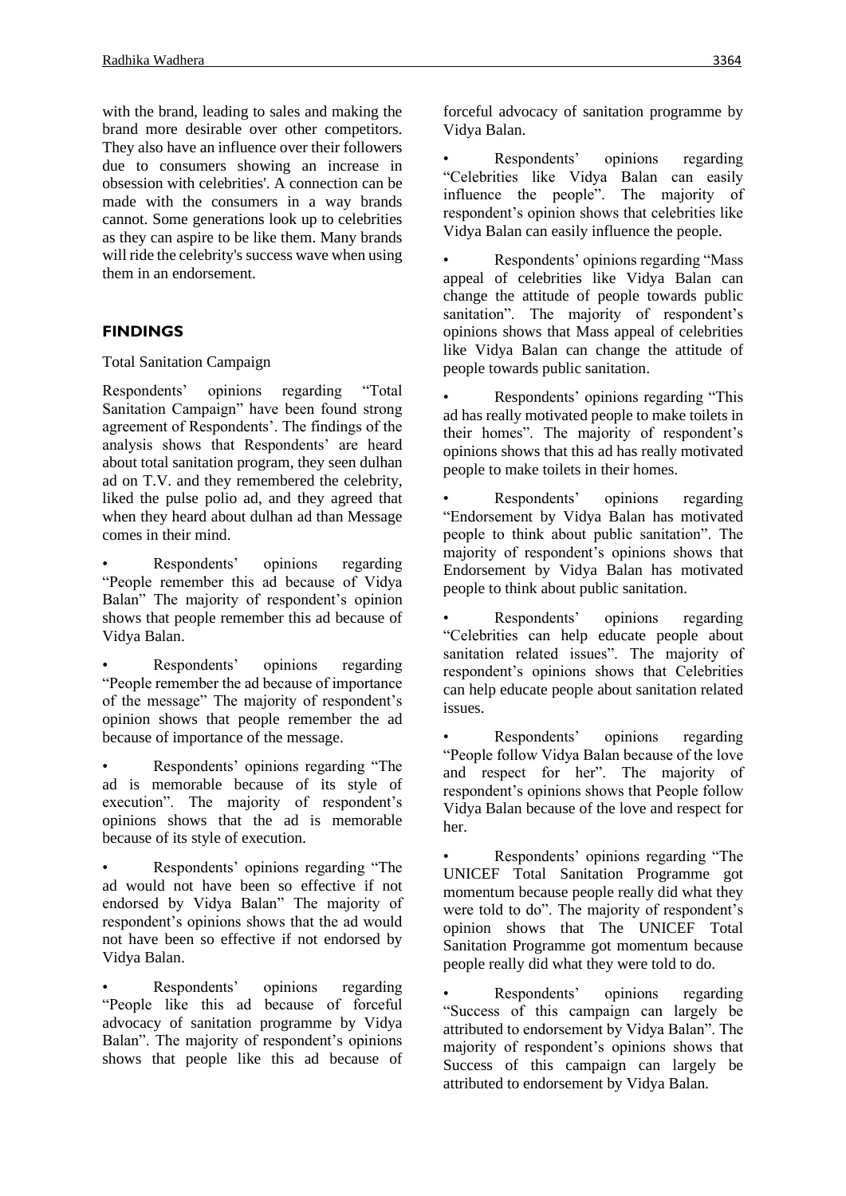with the brand, leading to sales and making the brand more desirable over other competitors. They also have an influence over their followers due to consumers showing an increase in obsession with celebrities'. A connection can be made with the consumers in a way brands cannot. Some generations look up to celebrities as they can aspire to be like them. Many brands will ride the celebrity's success wave when using them in an endorsement.

## FINDINGS

Total Sanitation Campaign

Respondents' opinions regarding "Total Sanitation Campaign" have been found strong agreement of Respondents'. The findings of the analysis shows that Respondents' are heard about total sanitation program, they seen dulhan ad on T.V. and they remembered the celebrity, liked the pulse polio ad, and they agreed that when they heard about dulhan ad than Message comes in their mind.

- Respondents' opinions regarding "People remember this ad because of Vidya Balan" The majority of respondent's opinion shows that people remember this ad because of Vidya Balan.
- Respondents' opinions regarding "People remember the ad because of importance of the message" The majority of respondent's opinion shows that people remember the ad because of importance of the message.
- Respondents' opinions regarding "The ad is memorable because of its style of execution". The majority of respondent's opinions shows that the ad is memorable because of its style of execution.
- Respondents' opinions regarding "The ad would not have been so effective if not endorsed by Vidya Balan" The majority of respondent's opinions shows that the ad would not have been so effective if not endorsed by Vidya Balan.
- Respondents' opinions regarding "People like this ad because of forceful advocacy of sanitation programme by Vidya Balan". The majority of respondent's opinions shows that people like this ad because of forceful advocacy of sanitation programme by Vidya Balan.
- Respondents' opinions regarding "Celebrities like Vidya Balan can easily influence the people". The majority of respondent's opinion shows that celebrities like Vidya Balan can easily influence the people.
- Respondents' opinions regarding "Mass appeal of celebrities like Vidya Balan can change the attitude of people towards public sanitation". The majority of respondent's opinions shows that Mass appeal of celebrities like Vidya Balan can change the attitude of people towards public sanitation.
- Respondents' opinions regarding "This ad has really motivated people to make toilets in their homes". The majority of respondent's opinions shows that this ad has really motivated people to make toilets in their homes.
- Respondents' opinions regarding "Endorsement by Vidya Balan has motivated people to think about public sanitation". The majority of respondent's opinions shows that Endorsement by Vidya Balan has motivated people to think about public sanitation.
- Respondents' opinions regarding "Celebrities can help educate people about sanitation related issues". The majority of respondent's opinions shows that Celebrities can help educate people about sanitation related issues.
- Respondents' opinions regarding "People follow Vidya Balan because of the love and respect for her". The majority of respondent's opinions shows that People follow Vidya Balan because of the love and respect for her.
- Respondents' opinions regarding "The UNICEF Total Sanitation Programme got momentum because people really did what they were told to do". The majority of respondent's opinion shows that The UNICEF Total Sanitation Programme got momentum because people really did what they were told to do.
- Respondents' opinions regarding "Success of this campaign can largely be attributed to endorsement by Vidya Balan". The majority of respondent's opinions shows that Success of this campaign can largely be attributed to endorsement by Vidya Balan.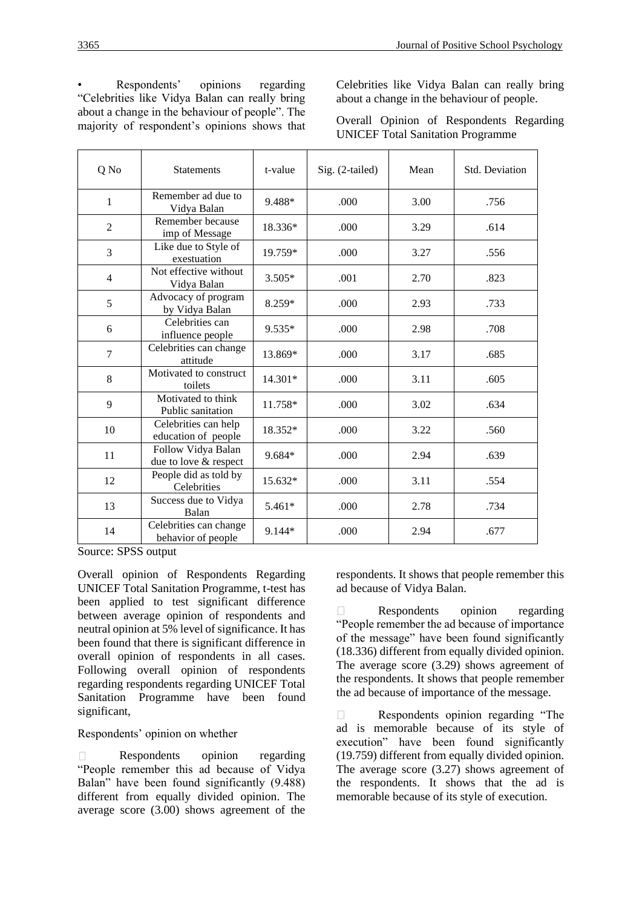- Respondents' opinions regarding "Celebrities like Vidya Balan can really bring about a change in the behaviour of people". The majority of respondent's opinions shows that Celebrities like Vidya Balan can really bring about a change in the behaviour of people.

Overall Opinion of Respondents Regarding UNICEF Total Sanitation Programme

| Q No | Statements | t-value | Sig. (2-tailed) | Mean | Std. Deviation |
|---|---|---|---|---|---|
| 1 | Remember ad due to Vidya Balan | 9.488* | .000 | 3.00 | .756 |
| 2 | Remember because imp of Message | 18.336* | .000 | 3.29 | .614 |
| 3 | Like due to Style of exestuation | 19.759* | .000 | 3.27 | .556 |
| 4 | Not effective without Vidya Balan | 3.505* | .001 | 2.70 | .823 |
| 5 | Advocacy of program by Vidya Balan | 8.259* | .000 | 2.93 | .733 |
| 6 | Celebrities can influence people | 9.535* | .000 | 2.98 | .708 |
| 7 | Celebrities can change attitude | 13.869* | .000 | 3.17 | .685 |
| 8 | Motivated to construct toilets | 14.301* | .000 | 3.11 | .605 |
| 9 | Motivated to think Public sanitation | 11.758* | .000 | 3.02 | .634 |
| 10 | Celebrities can help education of people | 18.352* | .000 | 3.22 | .560 |
| 11 | Follow Vidya Balan due to love & respect | 9.684* | .000 | 2.94 | .639 |
| 12 | People did as told by Celebrities | 15.632* | .000 | 3.11 | .554 |
| 13 | Success due to Vidya Balan | 5.461* | .000 | 2.78 | .734 |
| 14 | Celebrities can change behavior of people | 9.144* | .000 | 2.94 | .677 |

Source: SPSS output

Overall opinion of Respondents Regarding UNICEF Total Sanitation Programme, t-test has been applied to test significant difference between average opinion of respondents and neutral opinion at 5% level of significance. It has been found that there is significant difference in overall opinion of respondents in all cases. Following overall opinion of respondents regarding respondents regarding UNICEF Total Sanitation Programme have been found significant,

Respondents' opinion on whether

- Respondents opinion regarding "People remember this ad because of Vidya Balan" have been found significantly (9.488) different from equally divided opinion. The average score (3.00) shows agreement of the respondents. It shows that people remember this ad because of Vidya Balan.

- Respondents opinion regarding "People remember the ad because of importance of the message" have been found significantly (18.336) different from equally divided opinion. The average score (3.29) shows agreement of the respondents. It shows that people remember the ad because of importance of the message.

- Respondents opinion regarding "The ad is memorable because of its style of execution" have been found significantly (19.759) different from equally divided opinion. The average score (3.27) shows agreement of the respondents. It shows that the ad is memorable because of its style of execution.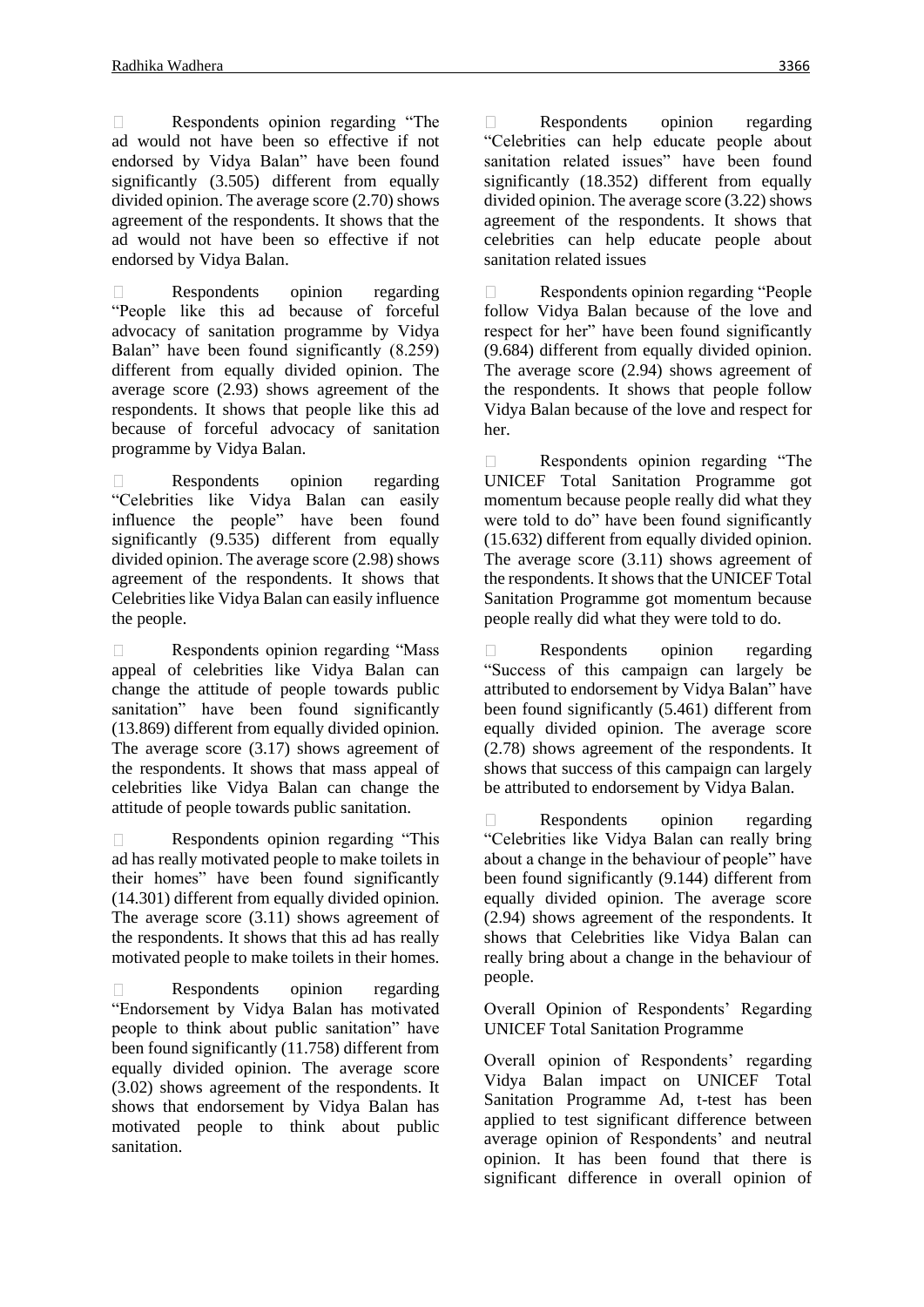- Respondents opinion regarding "The ad would not have been so effective if not endorsed by Vidya Balan" have been found significantly (3.505) different from equally divided opinion. The average score (2.70) shows agreement of the respondents. It shows that the ad would not have been so effective if not endorsed by Vidya Balan.

- Respondents opinion regarding "People like this ad because of forceful advocacy of sanitation programme by Vidya Balan" have been found significantly (8.259) different from equally divided opinion. The average score (2.93) shows agreement of the respondents. It shows that people like this ad because of forceful advocacy of sanitation programme by Vidya Balan.

- Respondents opinion regarding "Celebrities like Vidya Balan can easily influence the people" have been found significantly (9.535) different from equally divided opinion. The average score (2.98) shows agreement of the respondents. It shows that Celebrities like Vidya Balan can easily influence the people.

- Respondents opinion regarding "Mass appeal of celebrities like Vidya Balan can change the attitude of people towards public sanitation" have been found significantly (13.869) different from equally divided opinion. The average score (3.17) shows agreement of the respondents. It shows that mass appeal of celebrities like Vidya Balan can change the attitude of people towards public sanitation.

- Respondents opinion regarding "This ad has really motivated people to make toilets in their homes" have been found significantly (14.301) different from equally divided opinion. The average score (3.11) shows agreement of the respondents. It shows that this ad has really motivated people to make toilets in their homes.

- Respondents opinion regarding "Endorsement by Vidya Balan has motivated people to think about public sanitation" have been found significantly (11.758) different from equally divided opinion. The average score (3.02) shows agreement of the respondents. It shows that endorsement by Vidya Balan has motivated people to think about public sanitation.

- Respondents opinion regarding "Celebrities can help educate people about sanitation related issues" have been found significantly (18.352) different from equally divided opinion. The average score (3.22) shows agreement of the respondents. It shows that celebrities can help educate people about sanitation related issues

- Respondents opinion regarding "People follow Vidya Balan because of the love and respect for her" have been found significantly (9.684) different from equally divided opinion. The average score (2.94) shows agreement of the respondents. It shows that people follow Vidya Balan because of the love and respect for her.

- Respondents opinion regarding "The UNICEF Total Sanitation Programme got momentum because people really did what they were told to do" have been found significantly (15.632) different from equally divided opinion. The average score (3.11) shows agreement of the respondents. It shows that the UNICEF Total Sanitation Programme got momentum because people really did what they were told to do.

- Respondents opinion regarding "Success of this campaign can largely be attributed to endorsement by Vidya Balan" have been found significantly (5.461) different from equally divided opinion. The average score (2.78) shows agreement of the respondents. It shows that success of this campaign can largely be attributed to endorsement by Vidya Balan.

- Respondents opinion regarding "Celebrities like Vidya Balan can really bring about a change in the behaviour of people" have been found significantly (9.144) different from equally divided opinion. The average score (2.94) shows agreement of the respondents. It shows that Celebrities like Vidya Balan can really bring about a change in the behaviour of people.

Overall Opinion of Respondents' Regarding UNICEF Total Sanitation Programme

Overall opinion of Respondents' regarding Vidya Balan impact on UNICEF Total Sanitation Programme Ad, t-test has been applied to test significant difference between average opinion of Respondents' and neutral opinion. It has been found that there is significant difference in overall opinion of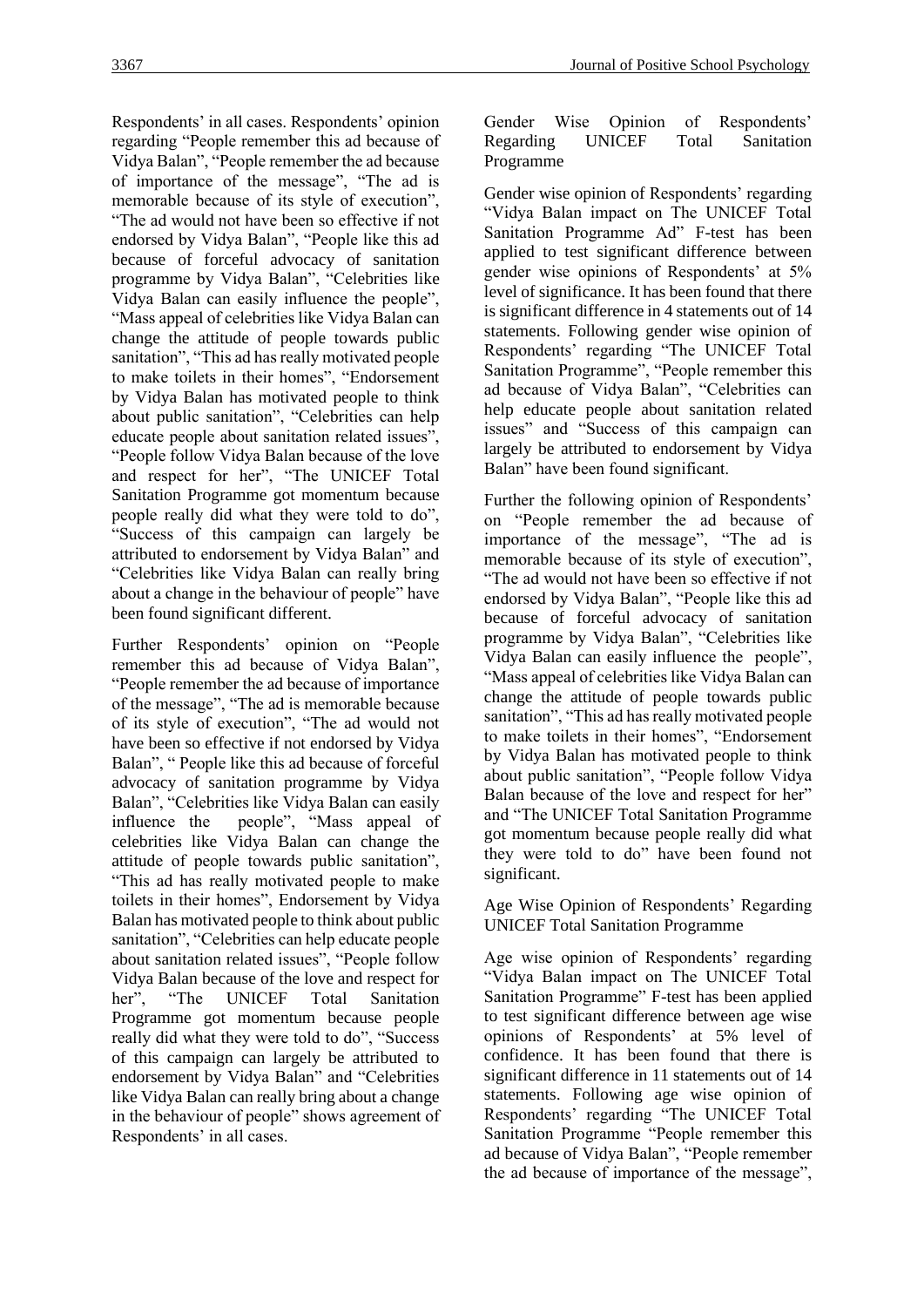Respondents' in all cases. Respondents' opinion regarding "People remember this ad because of Vidya Balan", "People remember the ad because of importance of the message", "The ad is memorable because of its style of execution", "The ad would not have been so effective if not endorsed by Vidya Balan", "People like this ad because of forceful advocacy of sanitation programme by Vidya Balan", "Celebrities like Vidya Balan can easily influence the people", "Mass appeal of celebrities like Vidya Balan can change the attitude of people towards public sanitation", "This ad has really motivated people to make toilets in their homes", "Endorsement by Vidya Balan has motivated people to think about public sanitation", "Celebrities can help educate people about sanitation related issues", "People follow Vidya Balan because of the love and respect for her", "The UNICEF Total Sanitation Programme got momentum because people really did what they were told to do", "Success of this campaign can largely be attributed to endorsement by Vidya Balan" and "Celebrities like Vidya Balan can really bring about a change in the behaviour of people" have been found significant different.

Further Respondents' opinion on "People remember this ad because of Vidya Balan", "People remember the ad because of importance of the message", "The ad is memorable because of its style of execution", "The ad would not have been so effective if not endorsed by Vidya Balan", " People like this ad because of forceful advocacy of sanitation programme by Vidya Balan", "Celebrities like Vidya Balan can easily influence the people", "Mass appeal of celebrities like Vidya Balan can change the attitude of people towards public sanitation", "This ad has really motivated people to make toilets in their homes", Endorsement by Vidya Balan has motivated people to think about public sanitation", "Celebrities can help educate people about sanitation related issues", "People follow Vidya Balan because of the love and respect for her", "The UNICEF Total Sanitation Programme got momentum because people really did what they were told to do", "Success of this campaign can largely be attributed to endorsement by Vidya Balan" and "Celebrities like Vidya Balan can really bring about a change in the behaviour of people" shows agreement of Respondents' in all cases.

Gender Wise Opinion of Respondents' Regarding UNICEF Total Sanitation Programme

Gender wise opinion of Respondents' regarding "Vidya Balan impact on The UNICEF Total Sanitation Programme Ad" F-test has been applied to test significant difference between gender wise opinions of Respondents' at 5% level of significance. It has been found that there is significant difference in 4 statements out of 14 statements. Following gender wise opinion of Respondents' regarding "The UNICEF Total Sanitation Programme", "People remember this ad because of Vidya Balan", "Celebrities can help educate people about sanitation related issues" and "Success of this campaign can largely be attributed to endorsement by Vidya Balan" have been found significant.

Further the following opinion of Respondents' on "People remember the ad because of importance of the message", "The ad is memorable because of its style of execution", "The ad would not have been so effective if not endorsed by Vidya Balan", "People like this ad because of forceful advocacy of sanitation programme by Vidya Balan", "Celebrities like Vidya Balan can easily influence the people", "Mass appeal of celebrities like Vidya Balan can change the attitude of people towards public sanitation", "This ad has really motivated people to make toilets in their homes", "Endorsement by Vidya Balan has motivated people to think about public sanitation", "People follow Vidya Balan because of the love and respect for her" and "The UNICEF Total Sanitation Programme got momentum because people really did what they were told to do" have been found not significant.

Age Wise Opinion of Respondents' Regarding UNICEF Total Sanitation Programme

Age wise opinion of Respondents' regarding "Vidya Balan impact on The UNICEF Total Sanitation Programme" F-test has been applied to test significant difference between age wise opinions of Respondents' at 5% level of confidence. It has been found that there is significant difference in 11 statements out of 14 statements. Following age wise opinion of Respondents' regarding "The UNICEF Total Sanitation Programme "People remember this ad because of Vidya Balan", "People remember the ad because of importance of the message",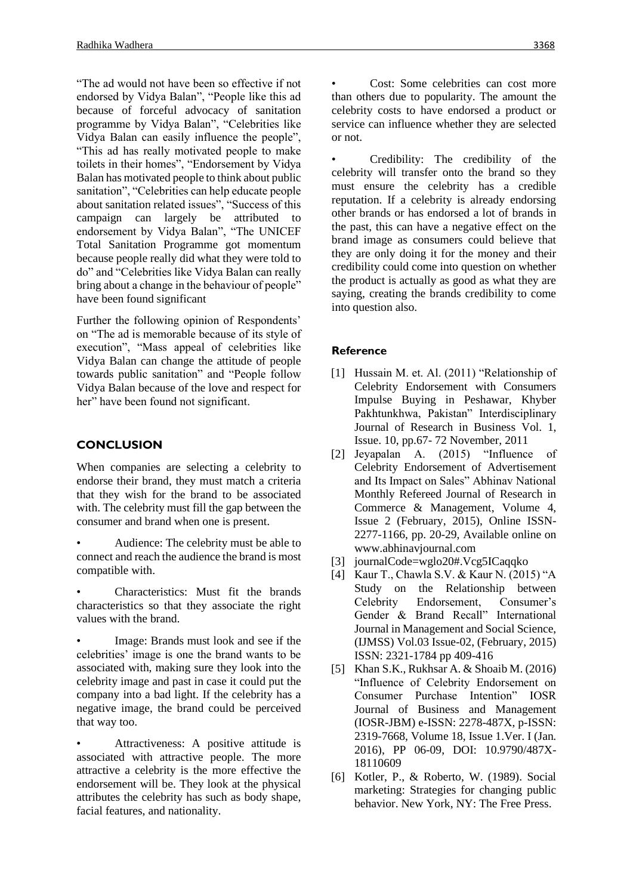"The ad would not have been so effective if not endorsed by Vidya Balan", "People like this ad because of forceful advocacy of sanitation programme by Vidya Balan", "Celebrities like Vidya Balan can easily influence the people", "This ad has really motivated people to make toilets in their homes", "Endorsement by Vidya Balan has motivated people to think about public sanitation", "Celebrities can help educate people about sanitation related issues", "Success of this campaign can largely be attributed to endorsement by Vidya Balan", "The UNICEF Total Sanitation Programme got momentum because people really did what they were told to do" and "Celebrities like Vidya Balan can really bring about a change in the behaviour of people" have been found significant

Further the following opinion of Respondents' on "The ad is memorable because of its style of execution", "Mass appeal of celebrities like Vidya Balan can change the attitude of people towards public sanitation" and "People follow Vidya Balan because of the love and respect for her" have been found not significant.

## CONCLUSION

When companies are selecting a celebrity to endorse their brand, they must match a criteria that they wish for the brand to be associated with. The celebrity must fill the gap between the consumer and brand when one is present.

- Audience: The celebrity must be able to connect and reach the audience the brand is most compatible with.
- Characteristics: Must fit the brands characteristics so that they associate the right values with the brand.
- Image: Brands must look and see if the celebrities' image is one the brand wants to be associated with, making sure they look into the celebrity image and past in case it could put the company into a bad light. If the celebrity has a negative image, the brand could be perceived that way too.
- Attractiveness: A positive attitude is associated with attractive people. The more attractive a celebrity is the more effective the endorsement will be. They look at the physical attributes the celebrity has such as body shape, facial features, and nationality.
- Cost: Some celebrities can cost more than others due to popularity. The amount the celebrity costs to have endorsed a product or service can influence whether they are selected or not.
- Credibility: The credibility of the celebrity will transfer onto the brand so they must ensure the celebrity has a credible reputation. If a celebrity is already endorsing other brands or has endorsed a lot of brands in the past, this can have a negative effect on the brand image as consumers could believe that they are only doing it for the money and their credibility could come into question on whether the product is actually as good as what they are saying, creating the brands credibility to come into question also.

## Reference

[1] Hussain M. et. Al. (2011) "Relationship of Celebrity Endorsement with Consumers Impulse Buying in Peshawar, Khyber Pakhtunkhwa, Pakistan" Interdisciplinary Journal of Research in Business Vol. 1, Issue. 10, pp.67- 72 November, 2011

[2] Jeyapalan A. (2015) "Influence of Celebrity Endorsement of Advertisement and Its Impact on Sales" Abhinav National Monthly Refereed Journal of Research in Commerce & Management, Volume 4, Issue 2 (February, 2015), Online ISSN-2277-1166, pp. 20-29, Available online on www.abhinavjournal.com

[3] journalCode=wglo20#.Vcg5ICaqqko

[4] Kaur T., Chawla S.V. & Kaur N. (2015) "A Study on the Relationship between Celebrity Endorsement, Consumer's Gender & Brand Recall" International Journal in Management and Social Science, (IJMSS) Vol.03 Issue-02, (February, 2015) ISSN: 2321-1784 pp 409-416

[5] Khan S.K., Rukhsar A. & Shoaib M. (2016) "Influence of Celebrity Endorsement on Consumer Purchase Intention" IOSR Journal of Business and Management (IOSR-JBM) e-ISSN: 2278-487X, p-ISSN: 2319-7668, Volume 18, Issue 1.Ver. I (Jan. 2016), PP 06-09, DOI: 10.9790/487X-18110609

[6] Kotler, P., & Roberto, W. (1989). Social marketing: Strategies for changing public behavior. New York, NY: The Free Press.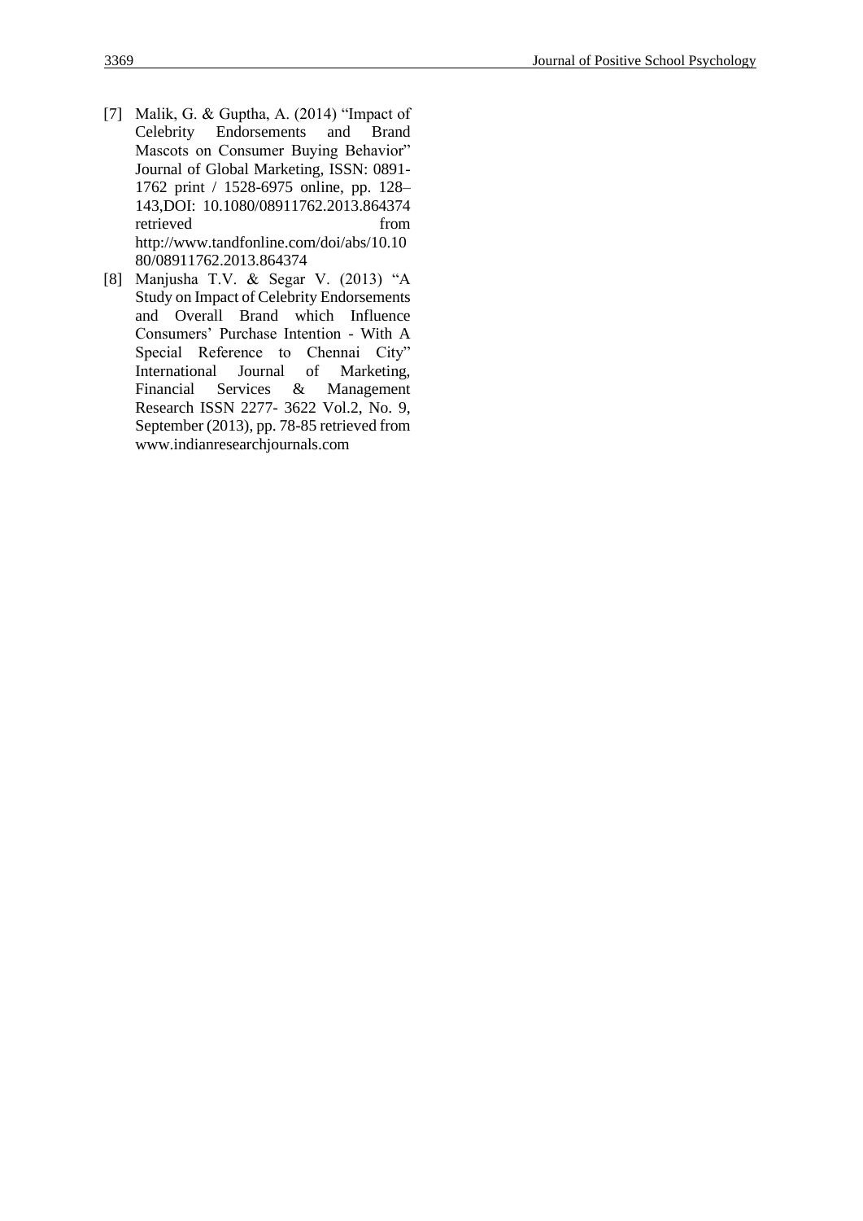[7] Malik, G. & Guptha, A. (2014) "Impact of Celebrity Endorsements and Brand Mascots on Consumer Buying Behavior" Journal of Global Marketing, ISSN: 0891-1762 print / 1528-6975 online, pp. 128–143,DOI: 10.1080/08911762.2013.864374 retrieved from http://www.tandfonline.com/doi/abs/10.1080/08911762.2013.864374

[8] Manjusha T.V. & Segar V. (2013) "A Study on Impact of Celebrity Endorsements and Overall Brand which Influence Consumers' Purchase Intention - With A Special Reference to Chennai City" International Journal of Marketing, Financial Services & Management Research ISSN 2277- 3622 Vol.2, No. 9, September (2013), pp. 78-85 retrieved from www.indianresearchjournals.com